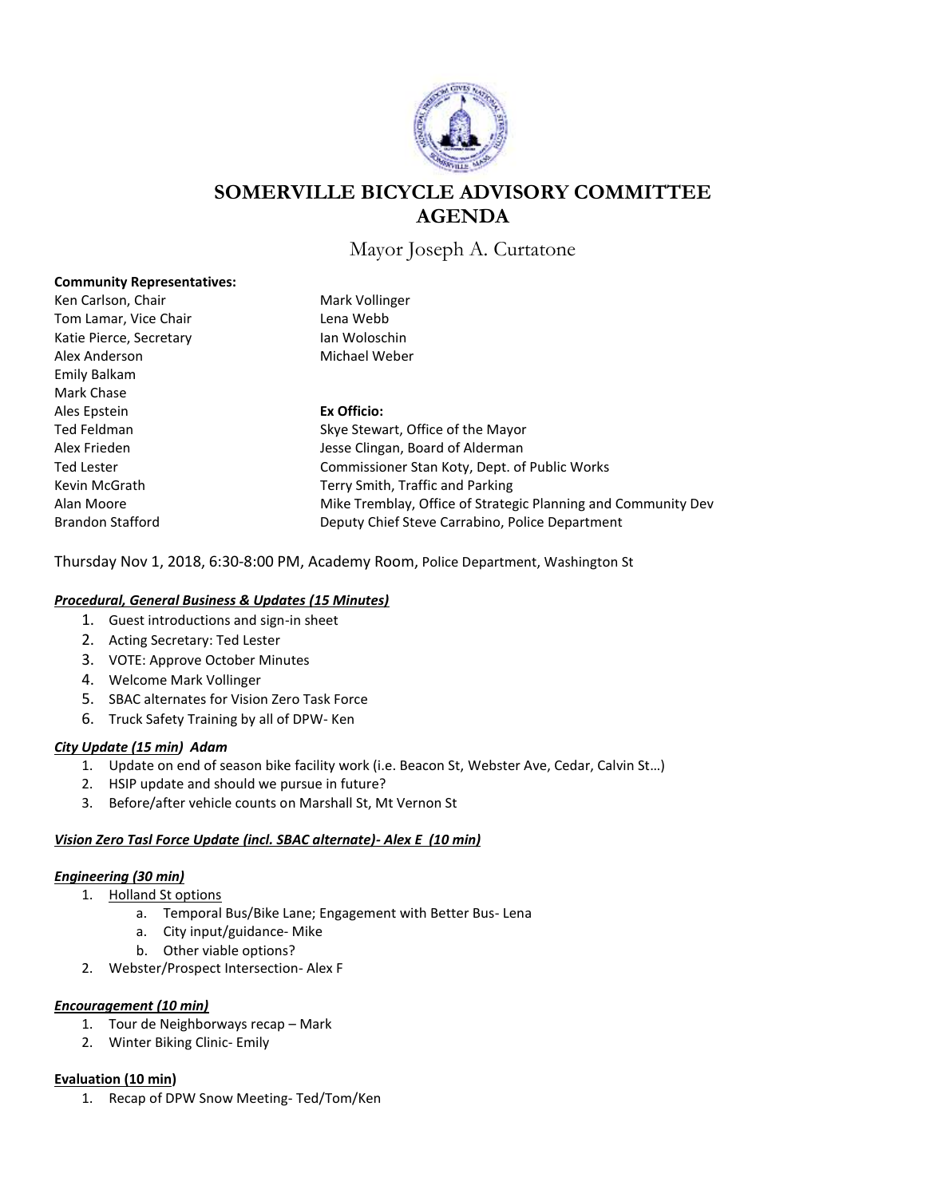# SOMERVILLE BICYCLE ADVISORY COMMITTEE AGENDA

Mayor Joseph A. Curtatone

**Community Representatives:**

Ken Carlson, Chair
Tom Lamar, Vice Chair
Katie Pierce, Secretary
Alex Anderson
Emily Balkam
Mark Chase
Ales Epstein
Ted Feldman
Alex Frieden
Ted Lester
Kevin McGrath
Alan Moore
Brandon Stafford
Mark Vollinger
Lena Webb
Ian Woloschin
Michael Weber

**Ex Officio:**

Skye Stewart, Office of the Mayor
Jesse Clingan, Board of Alderman
Commissioner Stan Koty, Dept. of Public Works
Terry Smith, Traffic and Parking
Mike Tremblay, Office of Strategic Planning and Community Dev
Deputy Chief Steve Carrabino, Police Department

Thursday Nov 1, 2018, 6:30-8:00 PM, Academy Room, Police Department, Washington St

***Procedural, General Business & Updates (15 Minutes)***

1. Guest introductions and sign-in sheet
2. Acting Secretary: Ted Lester
3. VOTE: Approve October Minutes
4. Welcome Mark Vollinger
5. SBAC alternates for Vision Zero Task Force
6. Truck Safety Training by all of DPW- Ken

***City Update (15 min)*** ***Adam***

1. Update on end of season bike facility work (i.e. Beacon St, Webster Ave, Cedar, Calvin St…)
2. HSIP update and should we pursue in future?
3. Before/after vehicle counts on Marshall St, Mt Vernon St

***Vision Zero Tasl Force Update (incl. SBAC alternate)- Alex E (10 min)***

***Engineering (30 min)***

1. Holland St options
   a. Temporal Bus/Bike Lane; Engagement with Better Bus- Lena
   a. City input/guidance- Mike
   b. Other viable options?
2. Webster/Prospect Intersection- Alex F

***Encouragement (10 min)***

1. Tour de Neighborways recap – Mark
2. Winter Biking Clinic- Emily

**Evaluation (10 min)**

1. Recap of DPW Snow Meeting- Ted/Tom/Ken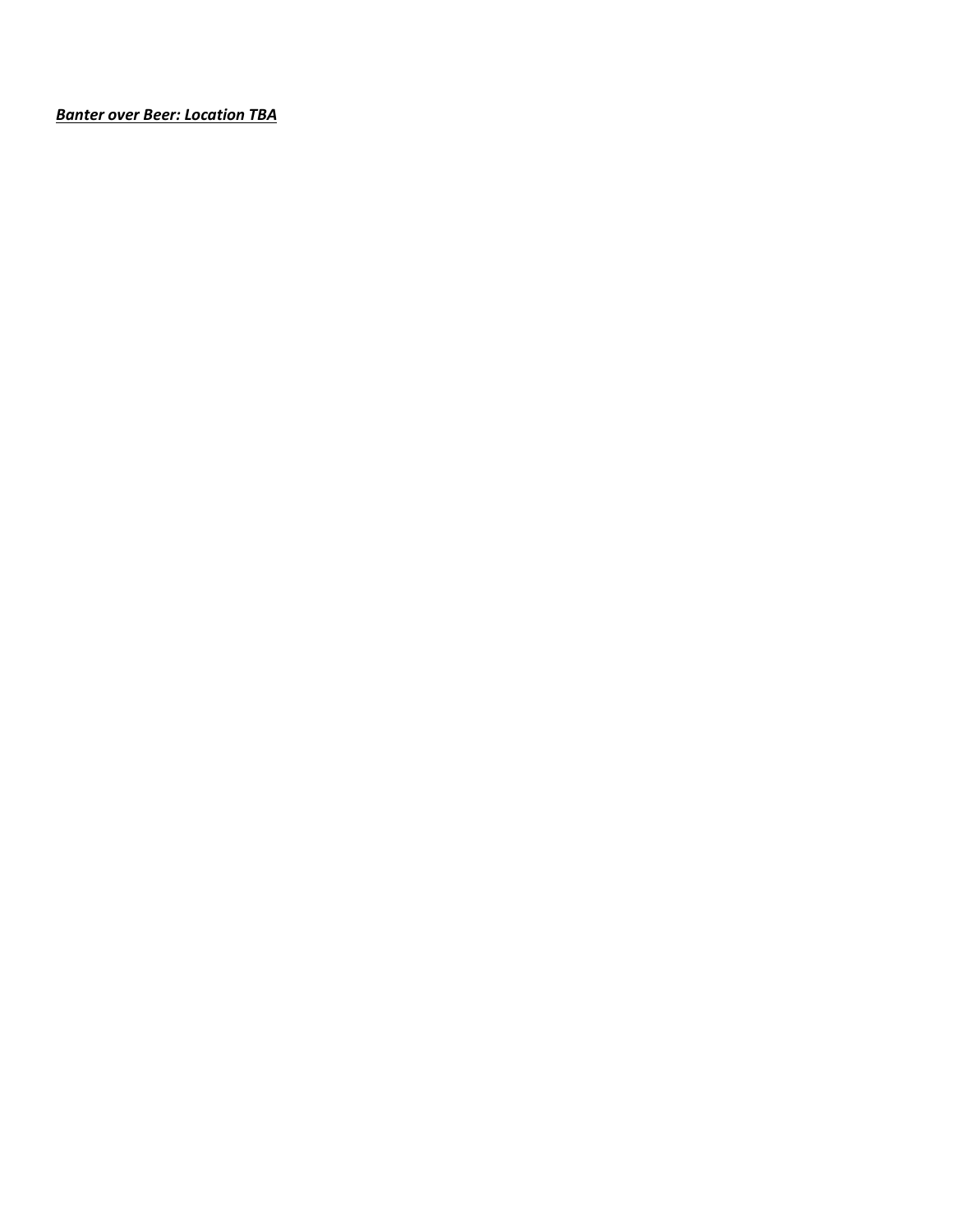***<u>Banter over Beer: Location TBA</u>***